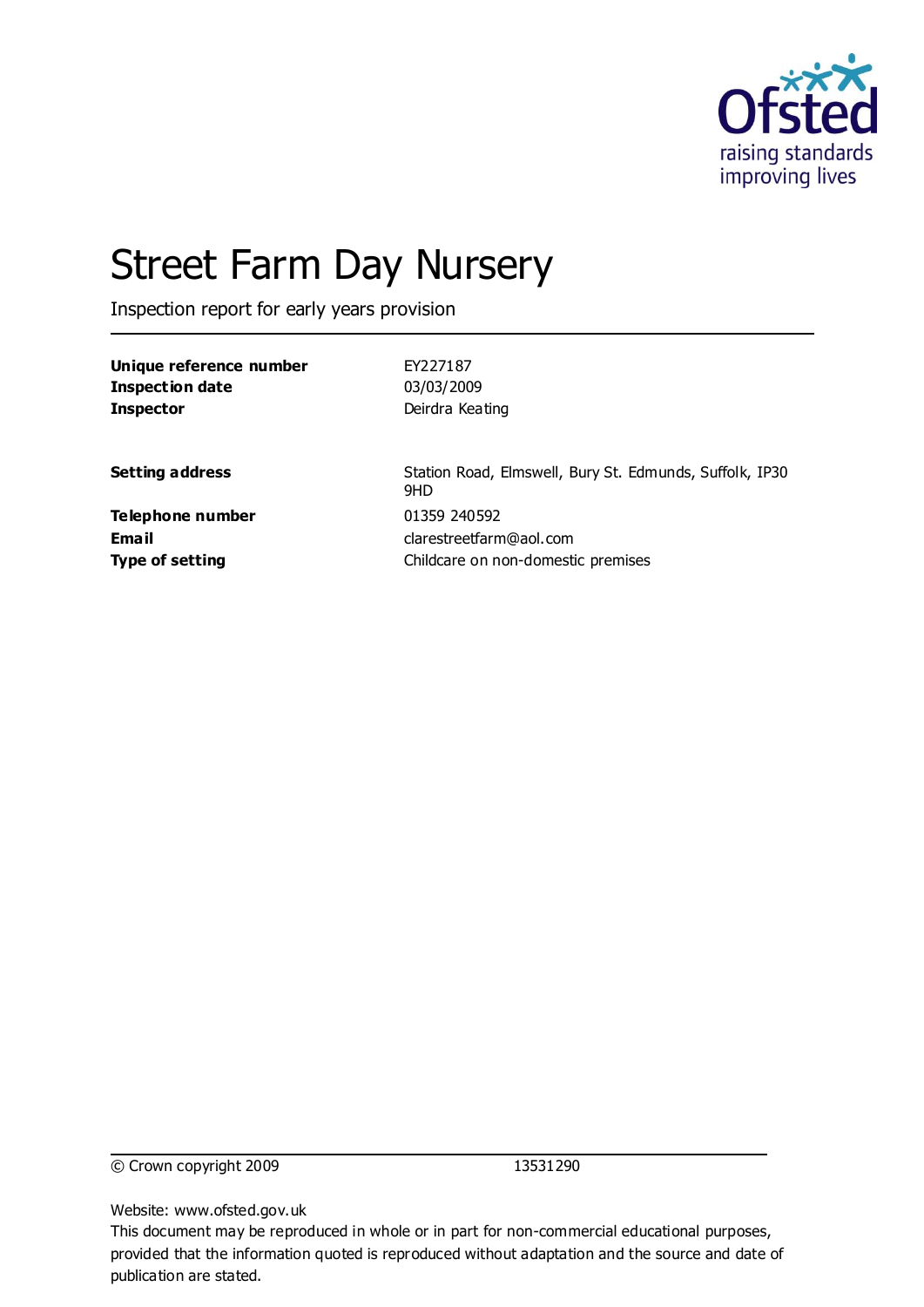# Street Farm Day Nursery

Inspection report for early years provision

| | |
|---|---|
| **Unique reference number** | EY227187 |
| **Inspection date** | 03/03/2009 |
| **Inspector** | Deirdra Keating |

| | |
|---|---|
| **Setting address** | Station Road, Elmswell, Bury St. Edmunds, Suffolk, IP30 9HD |
| **Telephone number** | 01359 240592 |
| **Email** | clarestreetfarm@aol.com |
| **Type of setting** | Childcare on non-domestic premises |

© Crown copyright 2009 13531290

Website: www.ofsted.gov.uk

This document may be reproduced in whole or in part for non-commercial educational purposes, provided that the information quoted is reproduced without adaptation and the source and date of publication are stated.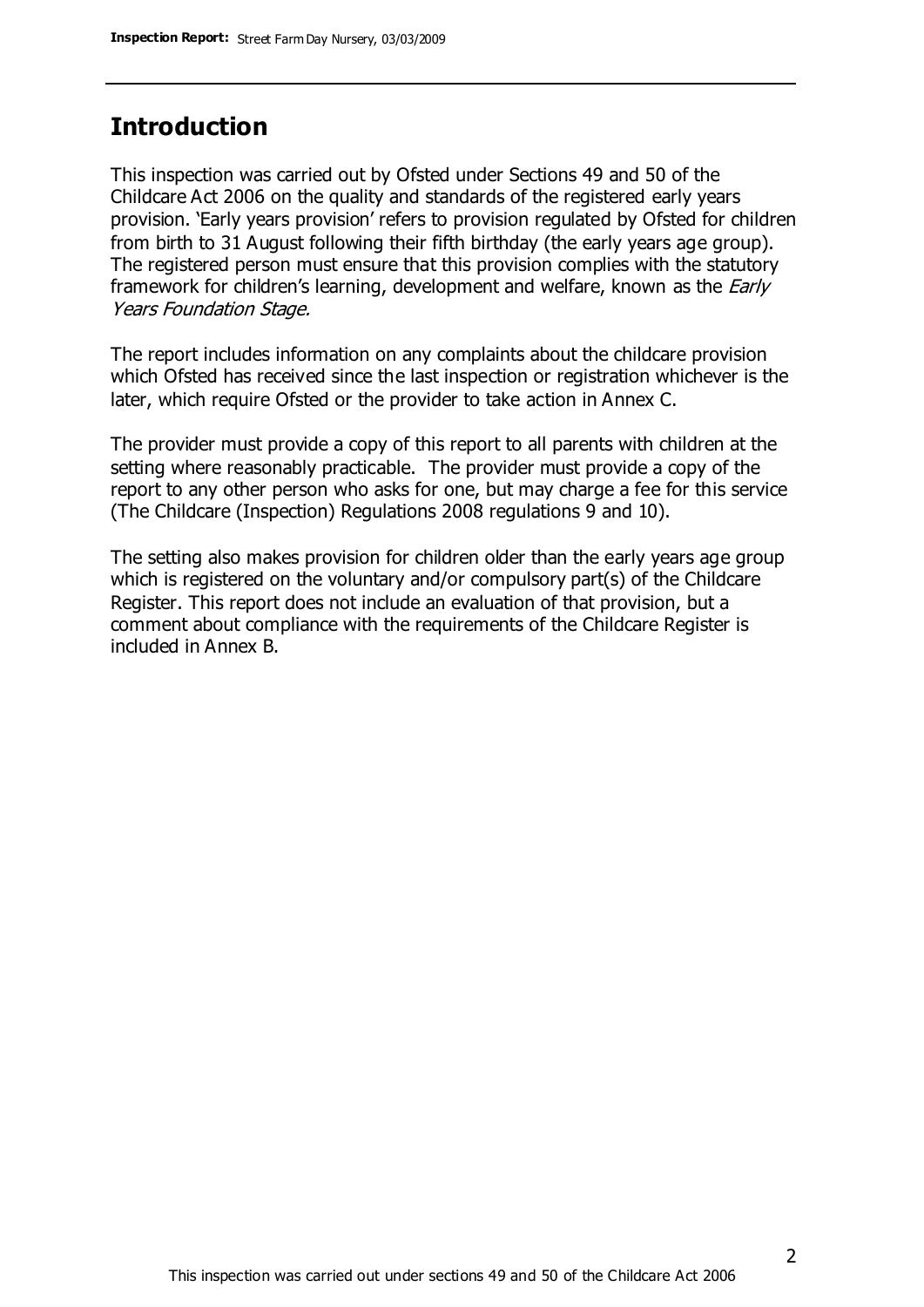## Introduction

This inspection was carried out by Ofsted under Sections 49 and 50 of the Childcare Act 2006 on the quality and standards of the registered early years provision. 'Early years provision' refers to provision regulated by Ofsted for children from birth to 31 August following their fifth birthday (the early years age group). The registered person must ensure that this provision complies with the statutory framework for children's learning, development and welfare, known as the *Early Years Foundation Stage.*

The report includes information on any complaints about the childcare provision which Ofsted has received since the last inspection or registration whichever is the later, which require Ofsted or the provider to take action in Annex C.

The provider must provide a copy of this report to all parents with children at the setting where reasonably practicable. The provider must provide a copy of the report to any other person who asks for one, but may charge a fee for this service (The Childcare (Inspection) Regulations 2008 regulations 9 and 10).

The setting also makes provision for children older than the early years age group which is registered on the voluntary and/or compulsory part(s) of the Childcare Register. This report does not include an evaluation of that provision, but a comment about compliance with the requirements of the Childcare Register is included in Annex B.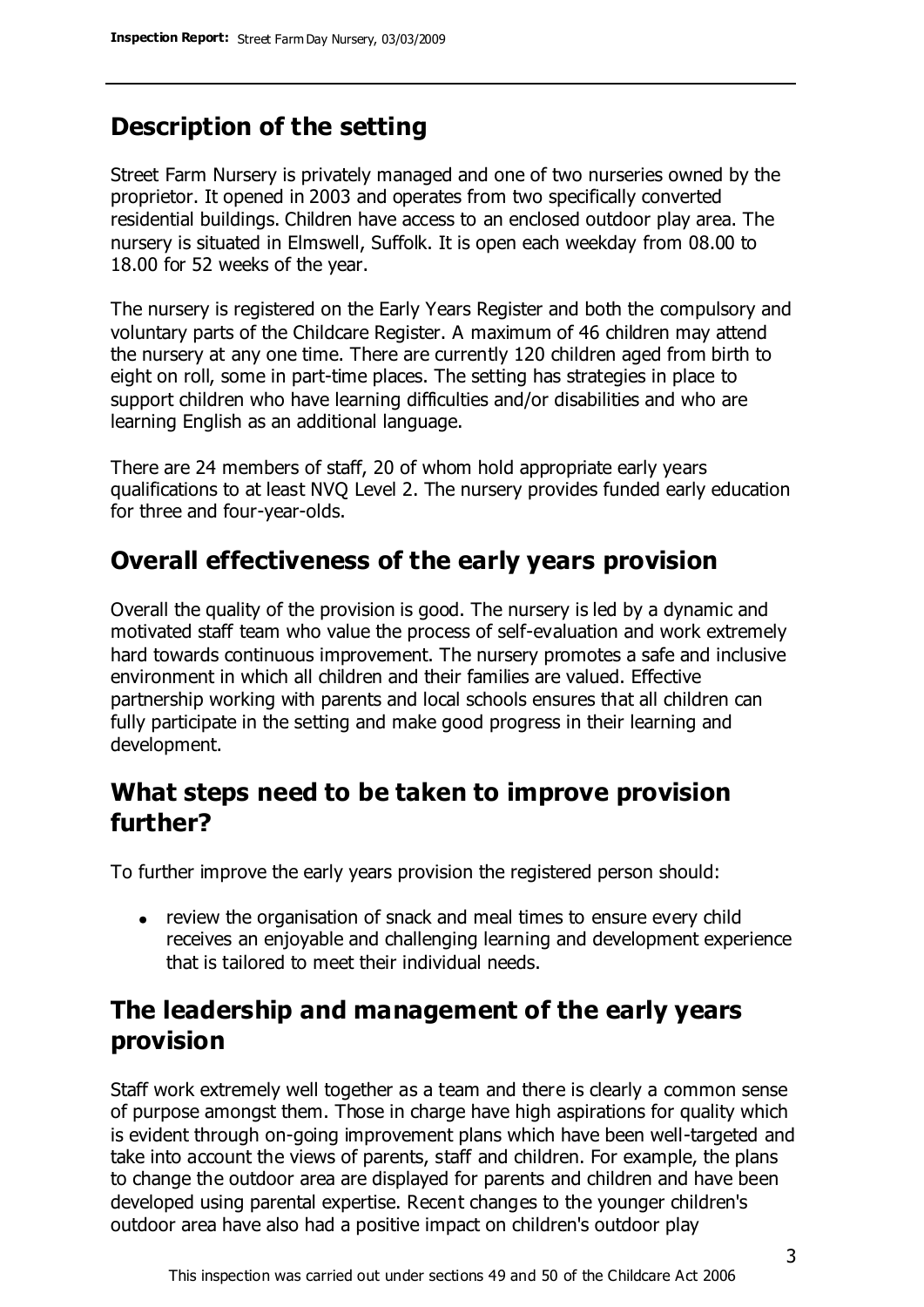## Description of the setting

Street Farm Nursery is privately managed and one of two nurseries owned by the proprietor. It opened in 2003 and operates from two specifically converted residential buildings. Children have access to an enclosed outdoor play area. The nursery is situated in Elmswell, Suffolk. It is open each weekday from 08.00 to 18.00 for 52 weeks of the year.

The nursery is registered on the Early Years Register and both the compulsory and voluntary parts of the Childcare Register. A maximum of 46 children may attend the nursery at any one time. There are currently 120 children aged from birth to eight on roll, some in part-time places. The setting has strategies in place to support children who have learning difficulties and/or disabilities and who are learning English as an additional language.

There are 24 members of staff, 20 of whom hold appropriate early years qualifications to at least NVQ Level 2. The nursery provides funded early education for three and four-year-olds.

## Overall effectiveness of the early years provision

Overall the quality of the provision is good. The nursery is led by a dynamic and motivated staff team who value the process of self-evaluation and work extremely hard towards continuous improvement. The nursery promotes a safe and inclusive environment in which all children and their families are valued. Effective partnership working with parents and local schools ensures that all children can fully participate in the setting and make good progress in their learning and development.

## What steps need to be taken to improve provision further?

To further improve the early years provision the registered person should:

- review the organisation of snack and meal times to ensure every child receives an enjoyable and challenging learning and development experience that is tailored to meet their individual needs.

## The leadership and management of the early years provision

Staff work extremely well together as a team and there is clearly a common sense of purpose amongst them. Those in charge have high aspirations for quality which is evident through on-going improvement plans which have been well-targeted and take into account the views of parents, staff and children. For example, the plans to change the outdoor area are displayed for parents and children and have been developed using parental expertise. Recent changes to the younger children's outdoor area have also had a positive impact on children's outdoor play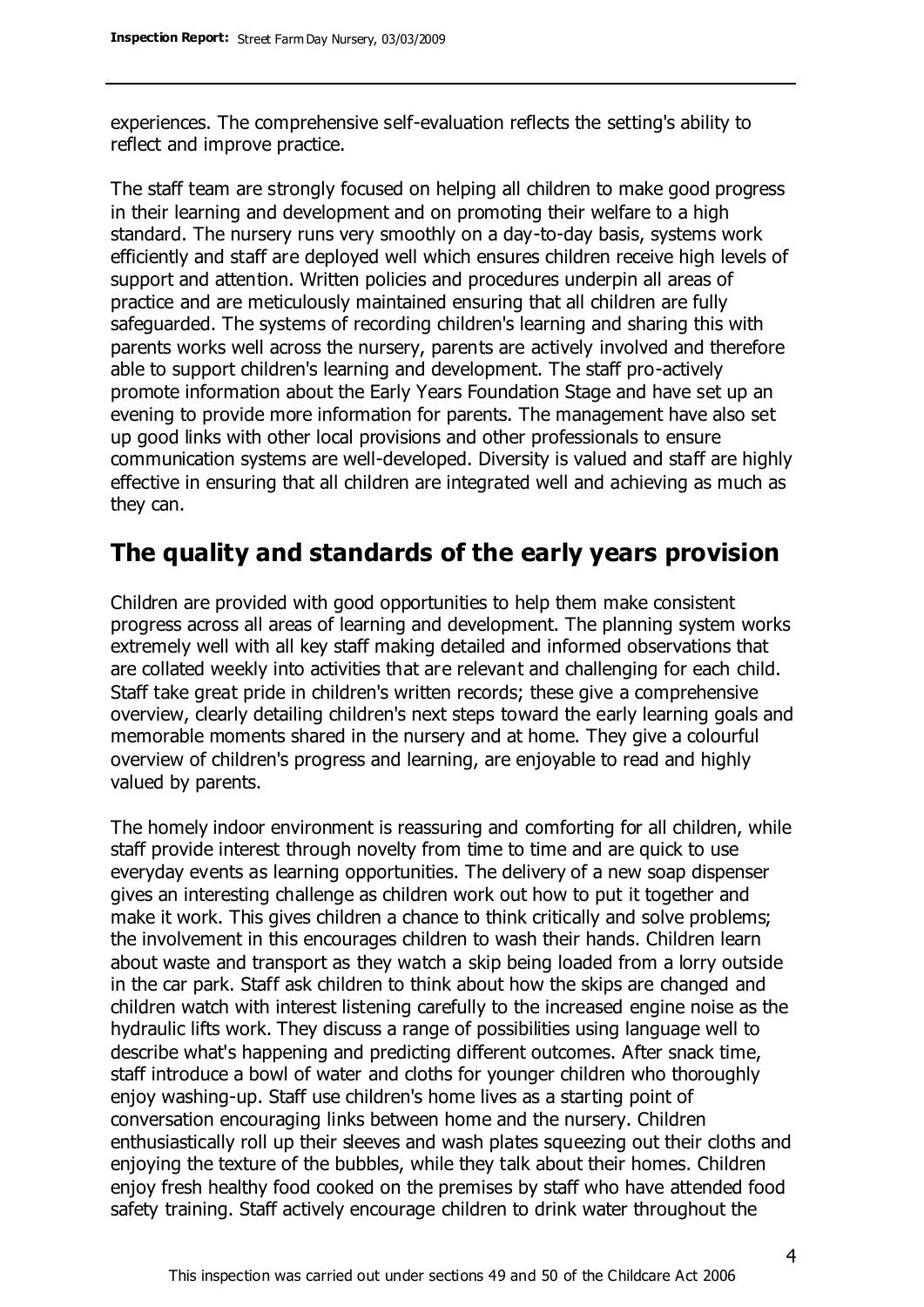experiences. The comprehensive self-evaluation reflects the setting's ability to reflect and improve practice.

The staff team are strongly focused on helping all children to make good progress in their learning and development and on promoting their welfare to a high standard. The nursery runs very smoothly on a day-to-day basis, systems work efficiently and staff are deployed well which ensures children receive high levels of support and attention. Written policies and procedures underpin all areas of practice and are meticulously maintained ensuring that all children are fully safeguarded. The systems of recording children's learning and sharing this with parents works well across the nursery, parents are actively involved and therefore able to support children's learning and development. The staff pro-actively promote information about the Early Years Foundation Stage and have set up an evening to provide more information for parents. The management have also set up good links with other local provisions and other professionals to ensure communication systems are well-developed. Diversity is valued and staff are highly effective in ensuring that all children are integrated well and achieving as much as they can.

## The quality and standards of the early years provision

Children are provided with good opportunities to help them make consistent progress across all areas of learning and development. The planning system works extremely well with all key staff making detailed and informed observations that are collated weekly into activities that are relevant and challenging for each child. Staff take great pride in children's written records; these give a comprehensive overview, clearly detailing children's next steps toward the early learning goals and memorable moments shared in the nursery and at home. They give a colourful overview of children's progress and learning, are enjoyable to read and highly valued by parents.

The homely indoor environment is reassuring and comforting for all children, while staff provide interest through novelty from time to time and are quick to use everyday events as learning opportunities. The delivery of a new soap dispenser gives an interesting challenge as children work out how to put it together and make it work. This gives children a chance to think critically and solve problems; the involvement in this encourages children to wash their hands. Children learn about waste and transport as they watch a skip being loaded from a lorry outside in the car park. Staff ask children to think about how the skips are changed and children watch with interest listening carefully to the increased engine noise as the hydraulic lifts work. They discuss a range of possibilities using language well to describe what's happening and predicting different outcomes. After snack time, staff introduce a bowl of water and cloths for younger children who thoroughly enjoy washing-up. Staff use children's home lives as a starting point of conversation encouraging links between home and the nursery. Children enthusiastically roll up their sleeves and wash plates squeezing out their cloths and enjoying the texture of the bubbles, while they talk about their homes. Children enjoy fresh healthy food cooked on the premises by staff who have attended food safety training. Staff actively encourage children to drink water throughout the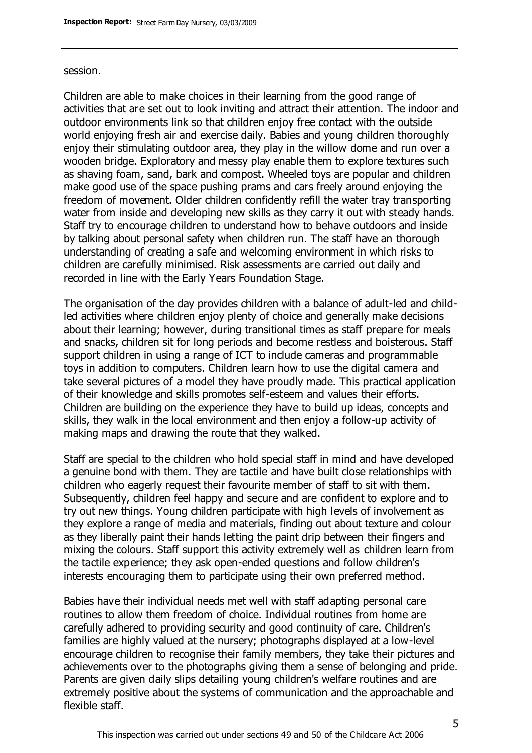session.

Children are able to make choices in their learning from the good range of activities that are set out to look inviting and attract their attention. The indoor and outdoor environments link so that children enjoy free contact with the outside world enjoying fresh air and exercise daily. Babies and young children thoroughly enjoy their stimulating outdoor area, they play in the willow dome and run over a wooden bridge. Exploratory and messy play enable them to explore textures such as shaving foam, sand, bark and compost. Wheeled toys are popular and children make good use of the space pushing prams and cars freely around enjoying the freedom of movement. Older children confidently refill the water tray transporting water from inside and developing new skills as they carry it out with steady hands. Staff try to encourage children to understand how to behave outdoors and inside by talking about personal safety when children run. The staff have an thorough understanding of creating a safe and welcoming environment in which risks to children are carefully minimised. Risk assessments are carried out daily and recorded in line with the Early Years Foundation Stage.

The organisation of the day provides children with a balance of adult-led and child-led activities where children enjoy plenty of choice and generally make decisions about their learning; however, during transitional times as staff prepare for meals and snacks, children sit for long periods and become restless and boisterous. Staff support children in using a range of ICT to include cameras and programmable toys in addition to computers. Children learn how to use the digital camera and take several pictures of a model they have proudly made. This practical application of their knowledge and skills promotes self-esteem and values their efforts. Children are building on the experience they have to build up ideas, concepts and skills, they walk in the local environment and then enjoy a follow-up activity of making maps and drawing the route that they walked.

Staff are special to the children who hold special staff in mind and have developed a genuine bond with them. They are tactile and have built close relationships with children who eagerly request their favourite member of staff to sit with them. Subsequently, children feel happy and secure and are confident to explore and to try out new things. Young children participate with high levels of involvement as they explore a range of media and materials, finding out about texture and colour as they liberally paint their hands letting the paint drip between their fingers and mixing the colours. Staff support this activity extremely well as children learn from the tactile experience; they ask open-ended questions and follow children's interests encouraging them to participate using their own preferred method.

Babies have their individual needs met well with staff adapting personal care routines to allow them freedom of choice. Individual routines from home are carefully adhered to providing security and good continuity of care. Children's families are highly valued at the nursery; photographs displayed at a low-level encourage children to recognise their family members, they take their pictures and achievements over to the photographs giving them a sense of belonging and pride. Parents are given daily slips detailing young children's welfare routines and are extremely positive about the systems of communication and the approachable and flexible staff.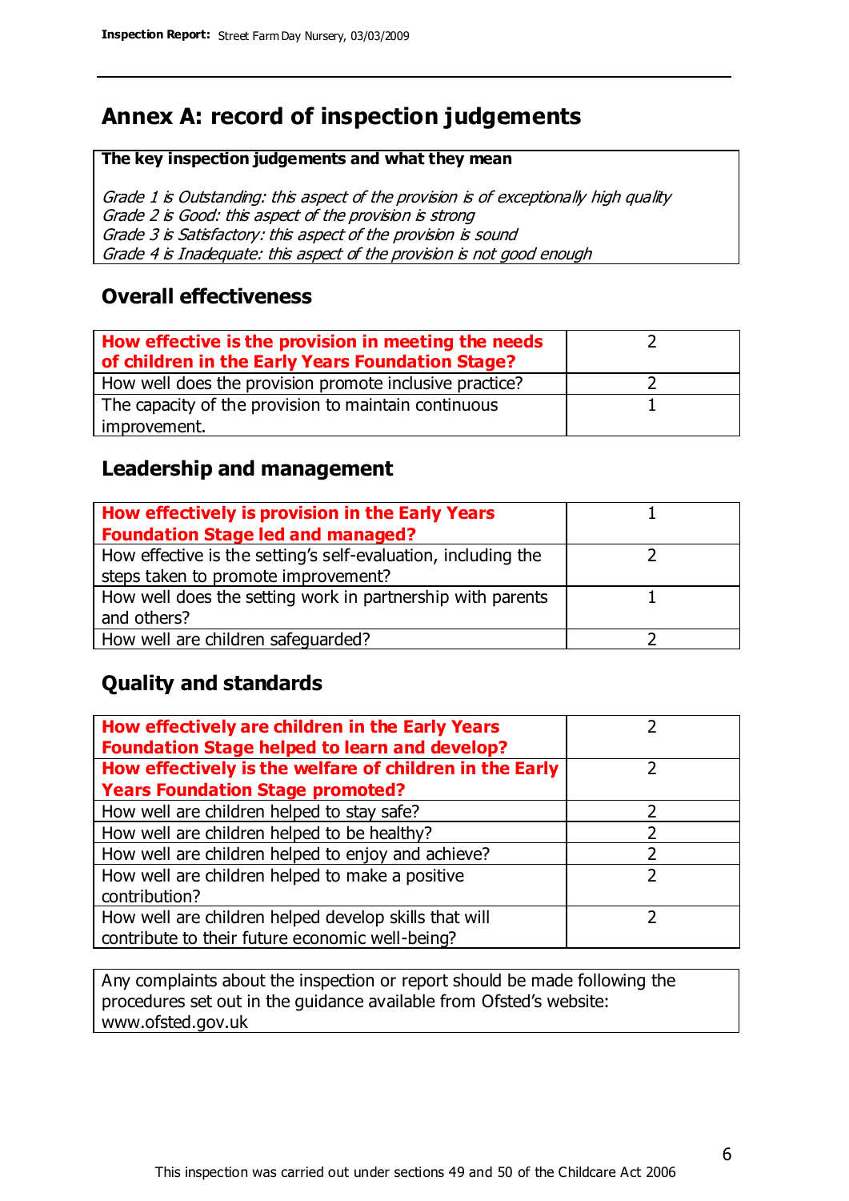# Annex A: record of inspection judgements

**The key inspection judgements and what they mean**

*Grade 1 is Outstanding: this aspect of the provision is of exceptionally high quality*
*Grade 2 is Good: this aspect of the provision is strong*
*Grade 3 is Satisfactory: this aspect of the provision is sound*
*Grade 4 is Inadequate: this aspect of the provision is not good enough*

## Overall effectiveness

| | |
|---|---|
| **How effective is the provision in meeting the needs of children in the Early Years Foundation Stage?** | 2 |
| How well does the provision promote inclusive practice? | 2 |
| The capacity of the provision to maintain continuous improvement. | 1 |

## Leadership and management

| | |
|---|---|
| **How effectively is provision in the Early Years Foundation Stage led and managed?** | 1 |
| How effective is the setting's self-evaluation, including the steps taken to promote improvement? | 2 |
| How well does the setting work in partnership with parents and others? | 1 |
| How well are children safeguarded? | 2 |

## Quality and standards

| | |
|---|---|
| **How effectively are children in the Early Years Foundation Stage helped to learn and develop?** | 2 |
| **How effectively is the welfare of children in the Early Years Foundation Stage promoted?** | 2 |
| How well are children helped to stay safe? | 2 |
| How well are children helped to be healthy? | 2 |
| How well are children helped to enjoy and achieve? | 2 |
| How well are children helped to make a positive contribution? | 2 |
| How well are children helped develop skills that will contribute to their future economic well-being? | 2 |

Any complaints about the inspection or report should be made following the procedures set out in the guidance available from Ofsted's website: www.ofsted.gov.uk

This inspection was carried out under sections 49 and 50 of the Childcare Act 2006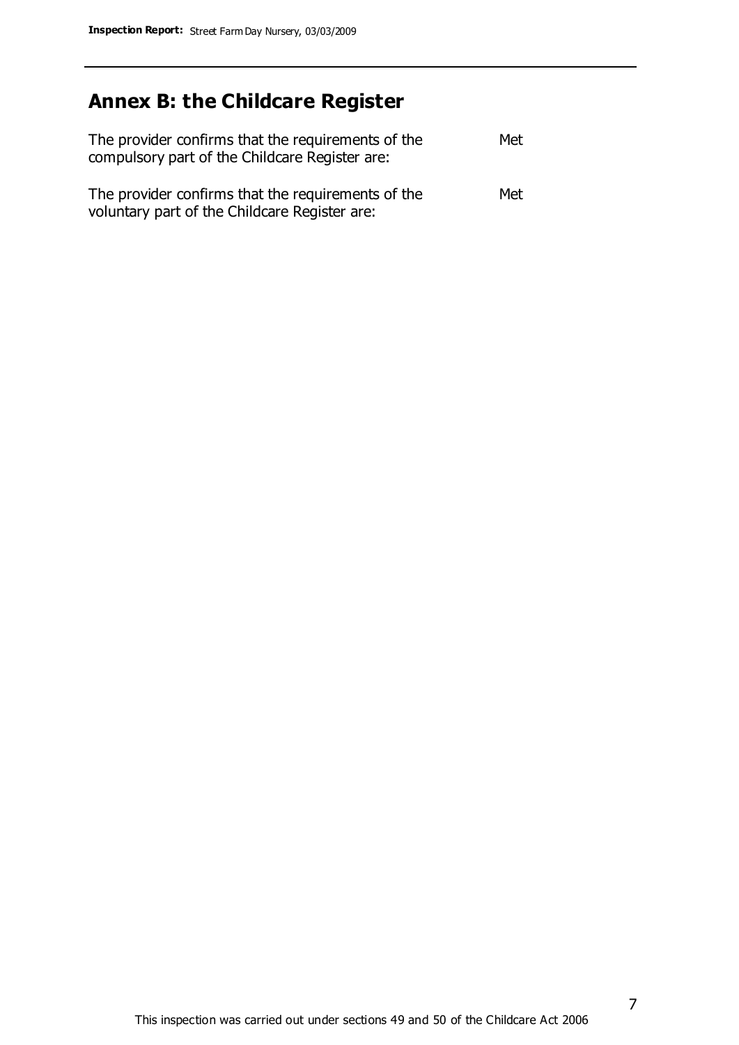# Annex B: the Childcare Register

| | |
|---|---|
| The provider confirms that the requirements of the compulsory part of the Childcare Register are: | Met |
| The provider confirms that the requirements of the voluntary part of the Childcare Register are: | Met |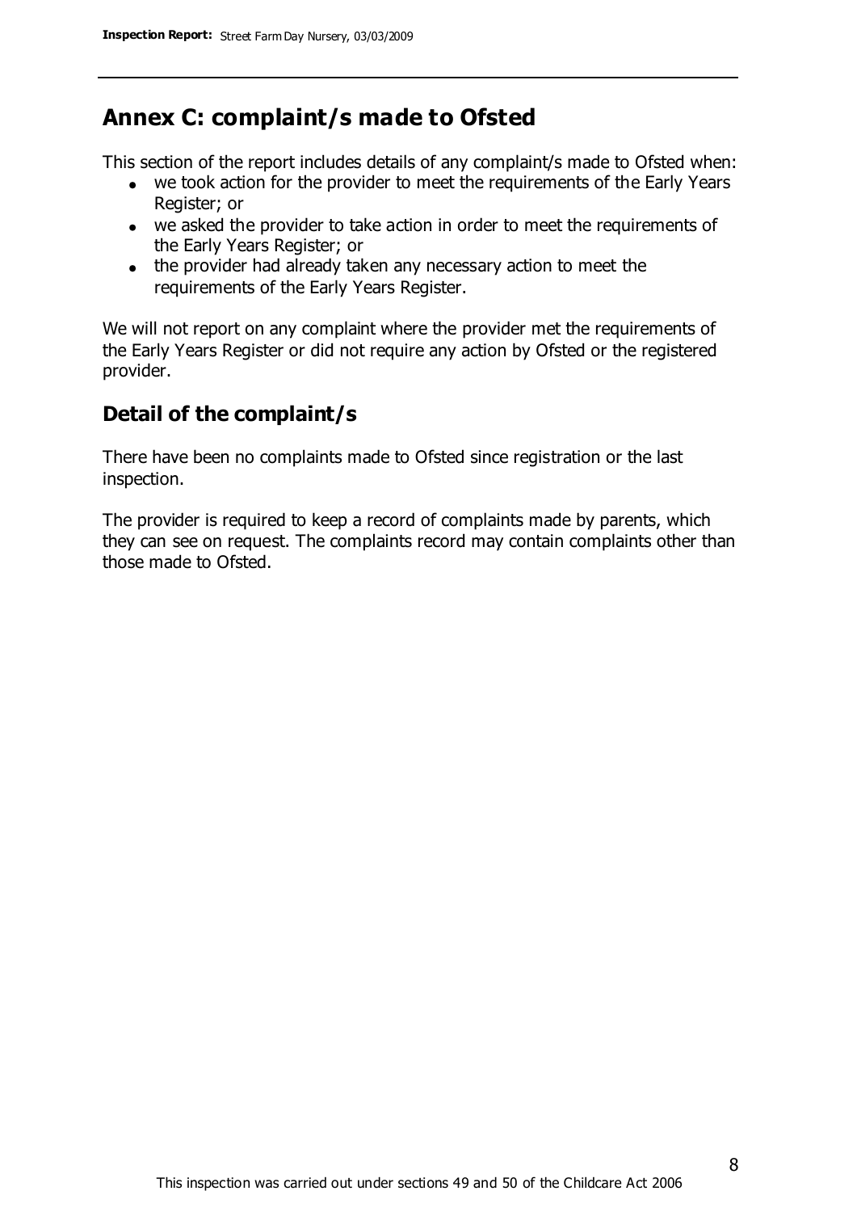## Annex C: complaint/s made to Ofsted

This section of the report includes details of any complaint/s made to Ofsted when:

- we took action for the provider to meet the requirements of the Early Years Register; or
- we asked the provider to take action in order to meet the requirements of the Early Years Register; or
- the provider had already taken any necessary action to meet the requirements of the Early Years Register.

We will not report on any complaint where the provider met the requirements of the Early Years Register or did not require any action by Ofsted or the registered provider.

### Detail of the complaint/s

There have been no complaints made to Ofsted since registration or the last inspection.

The provider is required to keep a record of complaints made by parents, which they can see on request. The complaints record may contain complaints other than those made to Ofsted.